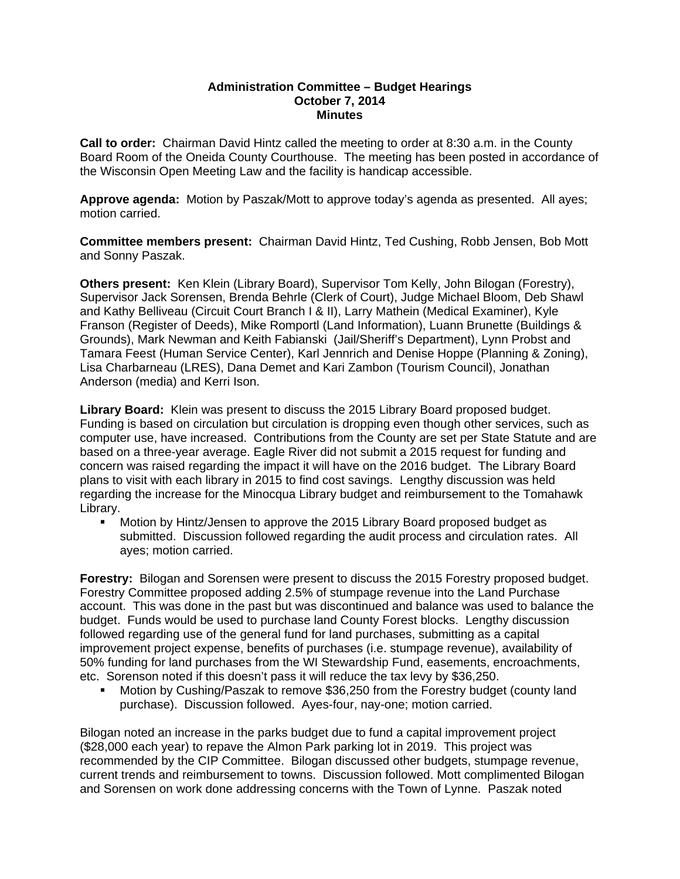**Administration Committee – Budget Hearings**
**October 7, 2014**
**Minutes**

**Call to order:** Chairman David Hintz called the meeting to order at 8:30 a.m. in the County Board Room of the Oneida County Courthouse. The meeting has been posted in accordance of the Wisconsin Open Meeting Law and the facility is handicap accessible.

**Approve agenda:** Motion by Paszak/Mott to approve today's agenda as presented. All ayes; motion carried.

**Committee members present:** Chairman David Hintz, Ted Cushing, Robb Jensen, Bob Mott and Sonny Paszak.

**Others present:** Ken Klein (Library Board), Supervisor Tom Kelly, John Bilogan (Forestry), Supervisor Jack Sorensen, Brenda Behrle (Clerk of Court), Judge Michael Bloom, Deb Shawl and Kathy Belliveau (Circuit Court Branch I & II), Larry Mathein (Medical Examiner), Kyle Franson (Register of Deeds), Mike Romportl (Land Information), Luann Brunette (Buildings & Grounds), Mark Newman and Keith Fabianski (Jail/Sheriff's Department), Lynn Probst and Tamara Feest (Human Service Center), Karl Jennrich and Denise Hoppe (Planning & Zoning), Lisa Charbarneau (LRES), Dana Demet and Kari Zambon (Tourism Council), Jonathan Anderson (media) and Kerri Ison.

**Library Board:** Klein was present to discuss the 2015 Library Board proposed budget. Funding is based on circulation but circulation is dropping even though other services, such as computer use, have increased. Contributions from the County are set per State Statute and are based on a three-year average. Eagle River did not submit a 2015 request for funding and concern was raised regarding the impact it will have on the 2016 budget. The Library Board plans to visit with each library in 2015 to find cost savings. Lengthy discussion was held regarding the increase for the Minocqua Library budget and reimbursement to the Tomahawk Library.

- Motion by Hintz/Jensen to approve the 2015 Library Board proposed budget as submitted. Discussion followed regarding the audit process and circulation rates. All ayes; motion carried.

**Forestry:** Bilogan and Sorensen were present to discuss the 2015 Forestry proposed budget. Forestry Committee proposed adding 2.5% of stumpage revenue into the Land Purchase account. This was done in the past but was discontinued and balance was used to balance the budget. Funds would be used to purchase land County Forest blocks. Lengthy discussion followed regarding use of the general fund for land purchases, submitting as a capital improvement project expense, benefits of purchases (i.e. stumpage revenue), availability of 50% funding for land purchases from the WI Stewardship Fund, easements, encroachments, etc. Sorenson noted if this doesn't pass it will reduce the tax levy by $36,250.

- Motion by Cushing/Paszak to remove $36,250 from the Forestry budget (county land purchase). Discussion followed. Ayes-four, nay-one; motion carried.

Bilogan noted an increase in the parks budget due to fund a capital improvement project ($28,000 each year) to repave the Almon Park parking lot in 2019. This project was recommended by the CIP Committee. Bilogan discussed other budgets, stumpage revenue, current trends and reimbursement to towns. Discussion followed. Mott complimented Bilogan and Sorensen on work done addressing concerns with the Town of Lynne. Paszak noted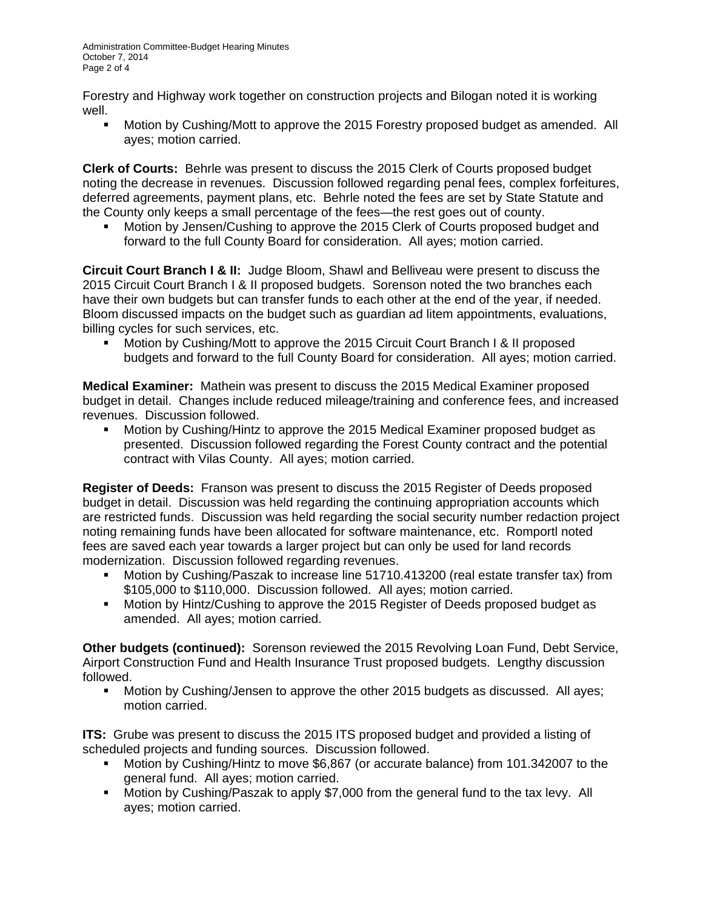Forestry and Highway work together on construction projects and Bilogan noted it is working well.

- Motion by Cushing/Mott to approve the 2015 Forestry proposed budget as amended. All ayes; motion carried.

**Clerk of Courts:** Behrle was present to discuss the 2015 Clerk of Courts proposed budget noting the decrease in revenues. Discussion followed regarding penal fees, complex forfeitures, deferred agreements, payment plans, etc. Behrle noted the fees are set by State Statute and the County only keeps a small percentage of the fees—the rest goes out of county.

- Motion by Jensen/Cushing to approve the 2015 Clerk of Courts proposed budget and forward to the full County Board for consideration. All ayes; motion carried.

**Circuit Court Branch I & II:** Judge Bloom, Shawl and Belliveau were present to discuss the 2015 Circuit Court Branch I & II proposed budgets. Sorenson noted the two branches each have their own budgets but can transfer funds to each other at the end of the year, if needed. Bloom discussed impacts on the budget such as guardian ad litem appointments, evaluations, billing cycles for such services, etc.

- Motion by Cushing/Mott to approve the 2015 Circuit Court Branch I & II proposed budgets and forward to the full County Board for consideration. All ayes; motion carried.

**Medical Examiner:** Mathein was present to discuss the 2015 Medical Examiner proposed budget in detail. Changes include reduced mileage/training and conference fees, and increased revenues. Discussion followed.

- Motion by Cushing/Hintz to approve the 2015 Medical Examiner proposed budget as presented. Discussion followed regarding the Forest County contract and the potential contract with Vilas County. All ayes; motion carried.

**Register of Deeds:** Franson was present to discuss the 2015 Register of Deeds proposed budget in detail. Discussion was held regarding the continuing appropriation accounts which are restricted funds. Discussion was held regarding the social security number redaction project noting remaining funds have been allocated for software maintenance, etc. Romportl noted fees are saved each year towards a larger project but can only be used for land records modernization. Discussion followed regarding revenues.

- Motion by Cushing/Paszak to increase line 51710.413200 (real estate transfer tax) from \$105,000 to \$110,000. Discussion followed. All ayes; motion carried.
- Motion by Hintz/Cushing to approve the 2015 Register of Deeds proposed budget as amended. All ayes; motion carried.

**Other budgets (continued):** Sorenson reviewed the 2015 Revolving Loan Fund, Debt Service, Airport Construction Fund and Health Insurance Trust proposed budgets. Lengthy discussion followed.

- Motion by Cushing/Jensen to approve the other 2015 budgets as discussed. All ayes; motion carried.

**ITS:** Grube was present to discuss the 2015 ITS proposed budget and provided a listing of scheduled projects and funding sources. Discussion followed.

- Motion by Cushing/Hintz to move \$6,867 (or accurate balance) from 101.342007 to the general fund. All ayes; motion carried.
- Motion by Cushing/Paszak to apply \$7,000 from the general fund to the tax levy. All ayes; motion carried.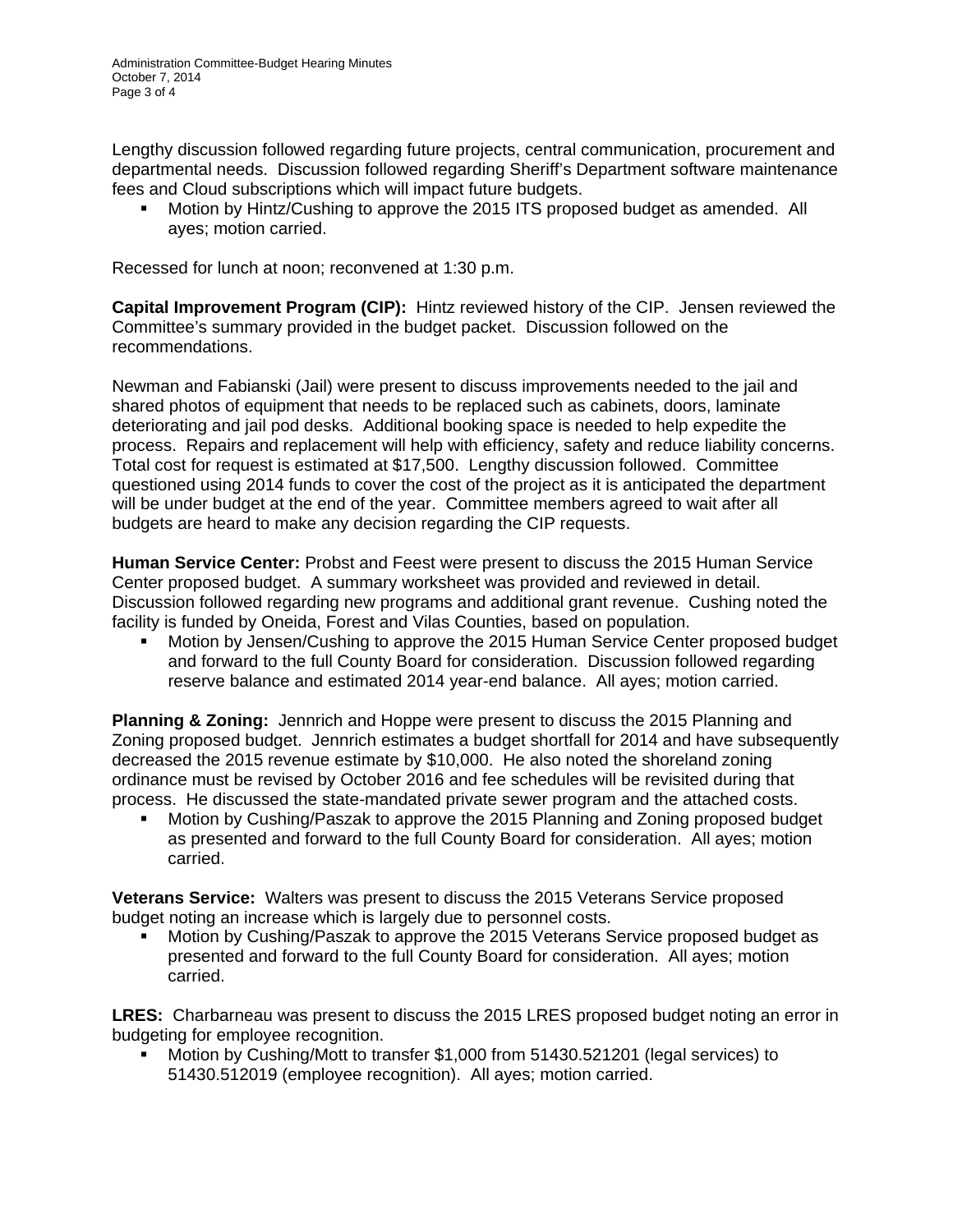Lengthy discussion followed regarding future projects, central communication, procurement and departmental needs. Discussion followed regarding Sheriff's Department software maintenance fees and Cloud subscriptions which will impact future budgets.

- Motion by Hintz/Cushing to approve the 2015 ITS proposed budget as amended. All ayes; motion carried.

Recessed for lunch at noon; reconvened at 1:30 p.m.

**Capital Improvement Program (CIP):** Hintz reviewed history of the CIP. Jensen reviewed the Committee's summary provided in the budget packet. Discussion followed on the recommendations.

Newman and Fabianski (Jail) were present to discuss improvements needed to the jail and shared photos of equipment that needs to be replaced such as cabinets, doors, laminate deteriorating and jail pod desks. Additional booking space is needed to help expedite the process. Repairs and replacement will help with efficiency, safety and reduce liability concerns. Total cost for request is estimated at $17,500. Lengthy discussion followed. Committee questioned using 2014 funds to cover the cost of the project as it is anticipated the department will be under budget at the end of the year. Committee members agreed to wait after all budgets are heard to make any decision regarding the CIP requests.

**Human Service Center:** Probst and Feest were present to discuss the 2015 Human Service Center proposed budget. A summary worksheet was provided and reviewed in detail. Discussion followed regarding new programs and additional grant revenue. Cushing noted the facility is funded by Oneida, Forest and Vilas Counties, based on population.

- Motion by Jensen/Cushing to approve the 2015 Human Service Center proposed budget and forward to the full County Board for consideration. Discussion followed regarding reserve balance and estimated 2014 year-end balance. All ayes; motion carried.

**Planning & Zoning:** Jennrich and Hoppe were present to discuss the 2015 Planning and Zoning proposed budget. Jennrich estimates a budget shortfall for 2014 and have subsequently decreased the 2015 revenue estimate by $10,000. He also noted the shoreland zoning ordinance must be revised by October 2016 and fee schedules will be revisited during that process. He discussed the state-mandated private sewer program and the attached costs.

- Motion by Cushing/Paszak to approve the 2015 Planning and Zoning proposed budget as presented and forward to the full County Board for consideration. All ayes; motion carried.

**Veterans Service:** Walters was present to discuss the 2015 Veterans Service proposed budget noting an increase which is largely due to personnel costs.

- Motion by Cushing/Paszak to approve the 2015 Veterans Service proposed budget as presented and forward to the full County Board for consideration. All ayes; motion carried.

**LRES:** Charbarneau was present to discuss the 2015 LRES proposed budget noting an error in budgeting for employee recognition.

- Motion by Cushing/Mott to transfer $1,000 from 51430.521201 (legal services) to 51430.512019 (employee recognition). All ayes; motion carried.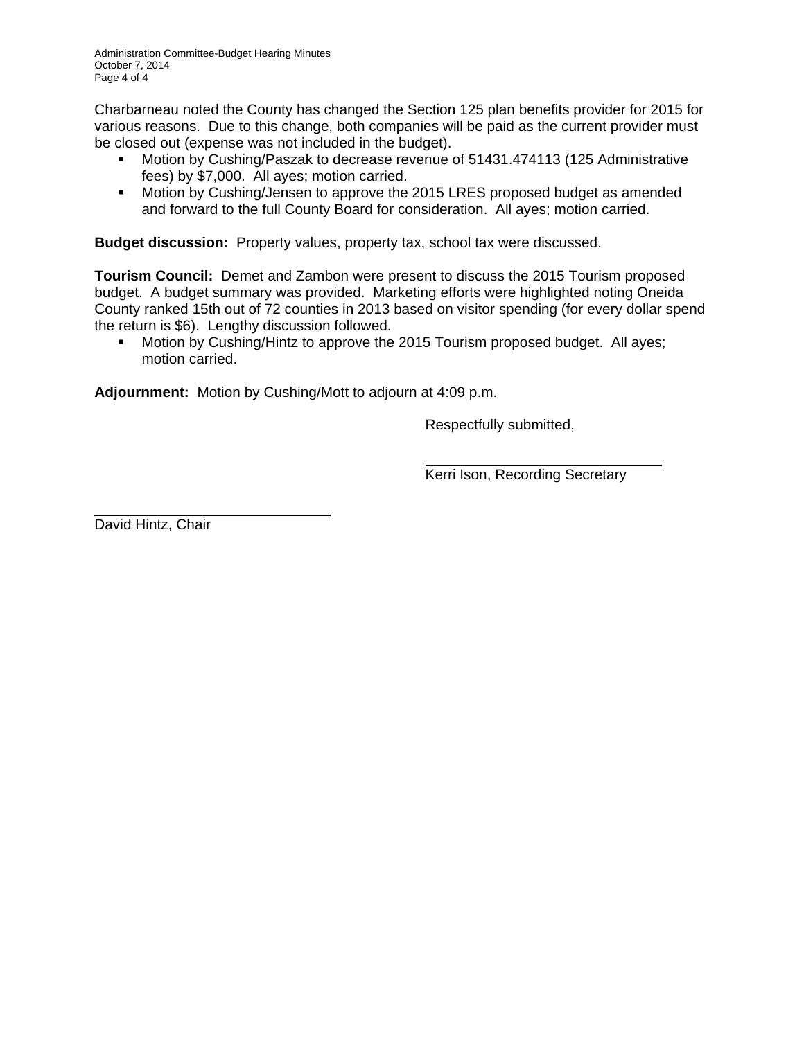Charbarneau noted the County has changed the Section 125 plan benefits provider for 2015 for various reasons. Due to this change, both companies will be paid as the current provider must be closed out (expense was not included in the budget).

- Motion by Cushing/Paszak to decrease revenue of 51431.474113 (125 Administrative fees) by $7,000. All ayes; motion carried.
- Motion by Cushing/Jensen to approve the 2015 LRES proposed budget as amended and forward to the full County Board for consideration. All ayes; motion carried.

**Budget discussion:** Property values, property tax, school tax were discussed.

**Tourism Council:** Demet and Zambon were present to discuss the 2015 Tourism proposed budget. A budget summary was provided. Marketing efforts were highlighted noting Oneida County ranked 15th out of 72 counties in 2013 based on visitor spending (for every dollar spend the return is $6). Lengthy discussion followed.

- Motion by Cushing/Hintz to approve the 2015 Tourism proposed budget. All ayes; motion carried.

**Adjournment:** Motion by Cushing/Mott to adjourn at 4:09 p.m.

Respectfully submitted,

Kerri Ison, Recording Secretary

David Hintz, Chair